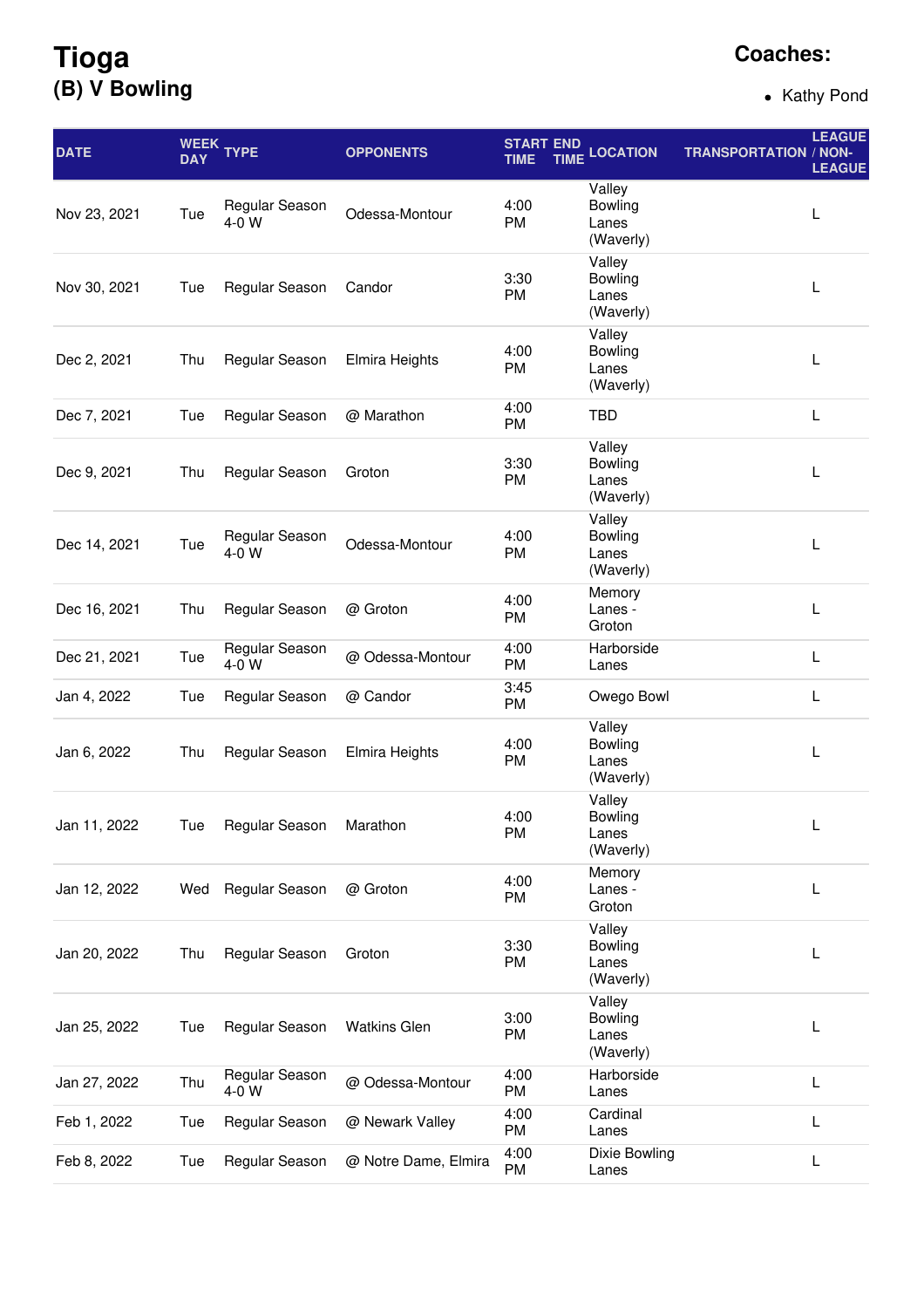# Tioga

## (B) V Bowling

**Coaches:**

- Kathy Pond

| DATE | WEEK DAY | TYPE | OPPONENTS | START TIME | END TIME | LOCATION | TRANSPORTATION | LEAGUE / NON-LEAGUE |
|---|---|---|---|---|---|---|---|---|
| Nov 23, 2021 | Tue | Regular Season 4-0 W | Odessa-Montour | 4:00 PM | | Valley Bowling Lanes (Waverly) | | L |
| Nov 30, 2021 | Tue | Regular Season | Candor | 3:30 PM | | Valley Bowling Lanes (Waverly) | | L |
| Dec 2, 2021 | Thu | Regular Season | Elmira Heights | 4:00 PM | | Valley Bowling Lanes (Waverly) | | L |
| Dec 7, 2021 | Tue | Regular Season | @ Marathon | 4:00 PM | | TBD | | L |
| Dec 9, 2021 | Thu | Regular Season | Groton | 3:30 PM | | Valley Bowling Lanes (Waverly) | | L |
| Dec 14, 2021 | Tue | Regular Season 4-0 W | Odessa-Montour | 4:00 PM | | Valley Bowling Lanes (Waverly) | | L |
| Dec 16, 2021 | Thu | Regular Season | @ Groton | 4:00 PM | | Memory Lanes - Groton | | L |
| Dec 21, 2021 | Tue | Regular Season 4-0 W | @ Odessa-Montour | 4:00 PM | | Harborside Lanes | | L |
| Jan 4, 2022 | Tue | Regular Season | @ Candor | 3:45 PM | | Owego Bowl | | L |
| Jan 6, 2022 | Thu | Regular Season | Elmira Heights | 4:00 PM | | Valley Bowling Lanes (Waverly) | | L |
| Jan 11, 2022 | Tue | Regular Season | Marathon | 4:00 PM | | Valley Bowling Lanes (Waverly) | | L |
| Jan 12, 2022 | Wed | Regular Season | @ Groton | 4:00 PM | | Memory Lanes - Groton | | L |
| Jan 20, 2022 | Thu | Regular Season | Groton | 3:30 PM | | Valley Bowling Lanes (Waverly) | | L |
| Jan 25, 2022 | Tue | Regular Season | Watkins Glen | 3:00 PM | | Valley Bowling Lanes (Waverly) | | L |
| Jan 27, 2022 | Thu | Regular Season 4-0 W | @ Odessa-Montour | 4:00 PM | | Harborside Lanes | | L |
| Feb 1, 2022 | Tue | Regular Season | @ Newark Valley | 4:00 PM | | Cardinal Lanes | | L |
| Feb 8, 2022 | Tue | Regular Season | @ Notre Dame, Elmira | 4:00 PM | | Dixie Bowling Lanes | | L |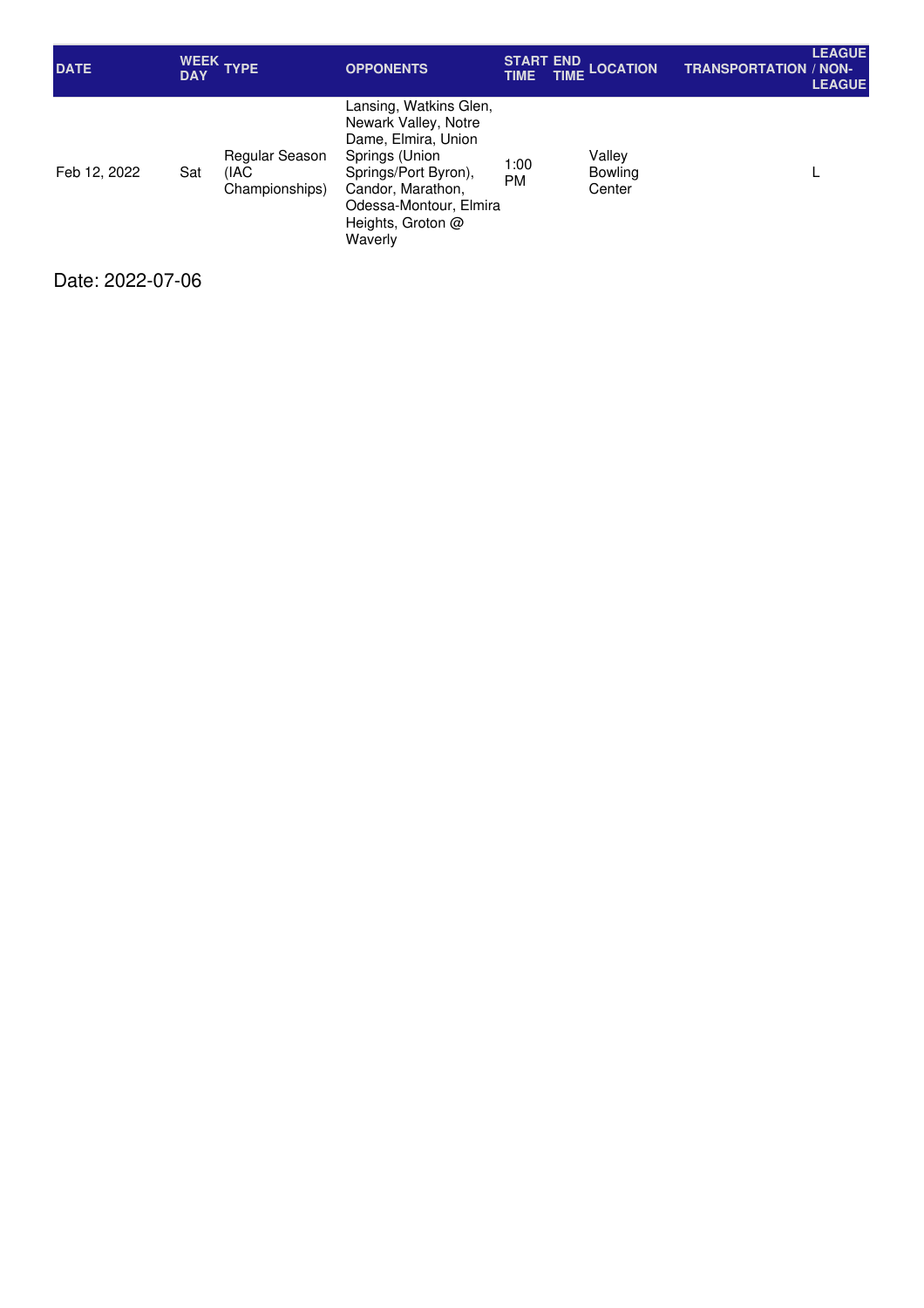| DATE | WEEK DAY | TYPE | OPPONENTS | START TIME | END TIME | LOCATION | TRANSPORTATION | LEAGUE / NON-LEAGUE |
|---|---|---|---|---|---|---|---|---|
| Feb 12, 2022 | Sat | Regular Season (IAC Championships) | Lansing, Watkins Glen, Newark Valley, Notre Dame, Elmira, Union Springs (Union Springs/Port Byron), Candor, Marathon, Odessa-Montour, Elmira Heights, Groton @ Waverly | 1:00 PM | | Valley Bowling Center | | L |

Date: 2022-07-06